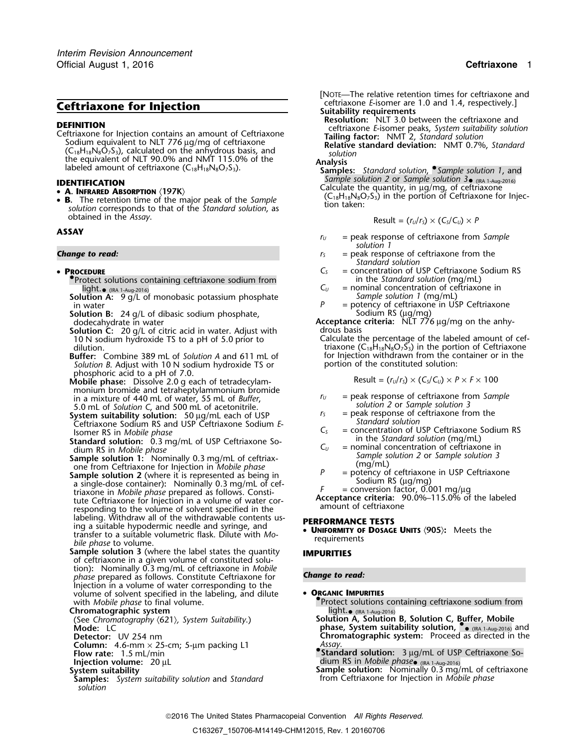# Ceftriaxone for Injection

## DEFINITION

Ceftriaxone for Injection contains an amount of Ceftriaxone Sodium equivalent to NLT 776 µg/mg of ceftriaxone ($C_{18}H_{18}N_8O_7S_3$), calculated on the anhydrous basis, and the equivalent of NLT 90.0% and NMT 115.0% of the labeled amount of ceftriaxone ($C_{18}H_{18}N_8O_7S_3$).

## IDENTIFICATION

- **A. Infrared Absorption** ⟨197K⟩
- **B.** The retention time of the major peak of the *Sample solution* corresponds to that of the *Standard solution*, as obtained in the *Assay*.

## ASSAY

***Change to read:***

- **Procedure**

  •Protect solutions containing ceftriaxone sodium from light.• (IRA 1-Aug-2016)

  **Solution A:** 9 g/L of monobasic potassium phosphate in water

  **Solution B:** 24 g/L of dibasic sodium phosphate, dodecahydrate in water

  **Solution C:** 20 g/L of citric acid in water. Adjust with 10 N sodium hydroxide TS to a pH of 5.0 prior to dilution.

  **Buffer:** Combine 389 mL of *Solution A* and 611 mL of *Solution B*. Adjust with 10 N sodium hydroxide TS or phosphoric acid to a pH of 7.0.

  **Mobile phase:** Dissolve 2.0 g each of tetradecylammonium bromide and tetraheptylammonium bromide in a mixture of 440 mL of water, 55 mL of *Buffer*, 5.0 mL of *Solution C*, and 500 mL of acetonitrile.

  **System suitability solution:** 50 µg/mL each of USP Ceftriaxone Sodium RS and USP Ceftriaxone Sodium *E*-Isomer RS in *Mobile phase*

  **Standard solution:** 0.3 mg/mL of USP Ceftriaxone Sodium RS in *Mobile phase*

  **Sample solution 1:** Nominally 0.3 mg/mL of ceftriaxone from Ceftriaxone for Injection in *Mobile phase*

  **Sample solution 2** (where it is represented as being in a single-dose container)**:** Nominally 0.3 mg/mL of ceftriaxone in *Mobile phase* prepared as follows. Constitute Ceftriaxone for Injection in a volume of water corresponding to the volume of solvent specified in the labeling. Withdraw all of the withdrawable contents using a suitable hypodermic needle and syringe, and transfer to a suitable volumetric flask. Dilute with *Mobile phase* to volume.

  **Sample solution 3** (where the label states the quantity of ceftriaxone in a given volume of constituted solution)**:** Nominally 0.3 mg/mL of ceftriaxone in *Mobile phase* prepared as follows. Constitute Ceftriaxone for Injection in a volume of water corresponding to the volume of solvent specified in the labeling, and dilute with *Mobile phase* to final volume.

  **Chromatographic system**

  (See *Chromatography* ⟨621⟩*, System Suitability.*)

  **Mode:** LC

  **Detector:** UV 254 nm

  **Column:** 4.6-mm × 25-cm; 5-µm packing L1

  **Flow rate:** 1.5 mL/min

  **Injection volume:** 20 µL

  **System suitability**

  **Samples:** *System suitability solution* and *Standard solution*

  [Note—The relative retention times for ceftriaxone and ceftriaxone *E*-isomer are 1.0 and 1.4, respectively.]

  **Suitability requirements**

  **Resolution:** NLT 3.0 between the ceftriaxone and ceftriaxone *E*-isomer peaks, *System suitability solution*

  **Tailing factor:** NMT 2, *Standard solution*

  **Relative standard deviation:** NMT 0.7%, *Standard solution*

  **Analysis**

  **Samples:** *Standard solution*, •*Sample solution 1*, and *Sample solution 2* or *Sample solution 3*• (IRA 1-Aug-2016)

  Calculate the quantity, in µg/mg, of ceftriaxone ($C_{18}H_{18}N_8O_7S_3$) in the portion of Ceftriaxone for Injection taken:

$$\text{Result} = (r_U/r_S) \times (C_S/C_U) \times P$$

  $r_U$ = peak response of ceftriaxone from *Sample solution 1*

  $r_S$ = peak response of ceftriaxone from the *Standard solution*

  $C_S$ = concentration of USP Ceftriaxone Sodium RS in the *Standard solution* (mg/mL)

  $C_U$ = nominal concentration of ceftriaxone in *Sample solution 1* (mg/mL)

  $P$ = potency of ceftriaxone in USP Ceftriaxone Sodium RS (µg/mg)

  **Acceptance criteria:** NLT 776 µg/mg on the anhydrous basis

  Calculate the percentage of the labeled amount of ceftriaxone ($C_{18}H_{18}N_8O_7S_3$) in the portion of Ceftriaxone for Injection withdrawn from the container or in the portion of the constituted solution:

$$\text{Result} = (r_U/r_S) \times (C_S/C_U) \times P \times F \times 100$$

  $r_U$ = peak response of ceftriaxone from *Sample solution 2* or *Sample solution 3*

  $r_S$ = peak response of ceftriaxone from the *Standard solution*

  $C_S$ = concentration of USP Ceftriaxone Sodium RS in the *Standard solution* (mg/mL)

  $C_U$ = nominal concentration of ceftriaxone in *Sample solution 2* or *Sample solution 3* (mg/mL)

  $P$ = potency of ceftriaxone in USP Ceftriaxone Sodium RS (µg/mg)

  $F$ = conversion factor, 0.001 mg/µg

  **Acceptance criteria:** 90.0%–115.0% of the labeled amount of ceftriaxone

## PERFORMANCE TESTS

- **Uniformity of Dosage Units** ⟨905⟩**:** Meets the requirements

## IMPURITIES

***Change to read:***

- **Organic Impurities**

  •Protect solutions containing ceftriaxone sodium from light.• (IRA 1-Aug-2016)

  **Solution A, Solution B, Solution C, Buffer, Mobile phase, System suitability solution,** •• (IRA 1-Aug-2016) **and Chromatographic system:** Proceed as directed in the *Assay*.

  •**Standard solution:** 3 µg/mL of USP Ceftriaxone Sodium RS in *Mobile phase*• (IRA 1-Aug-2016)

  **Sample solution:** Nominally 0.3 mg/mL of ceftriaxone from Ceftriaxone for Injection in *Mobile phase*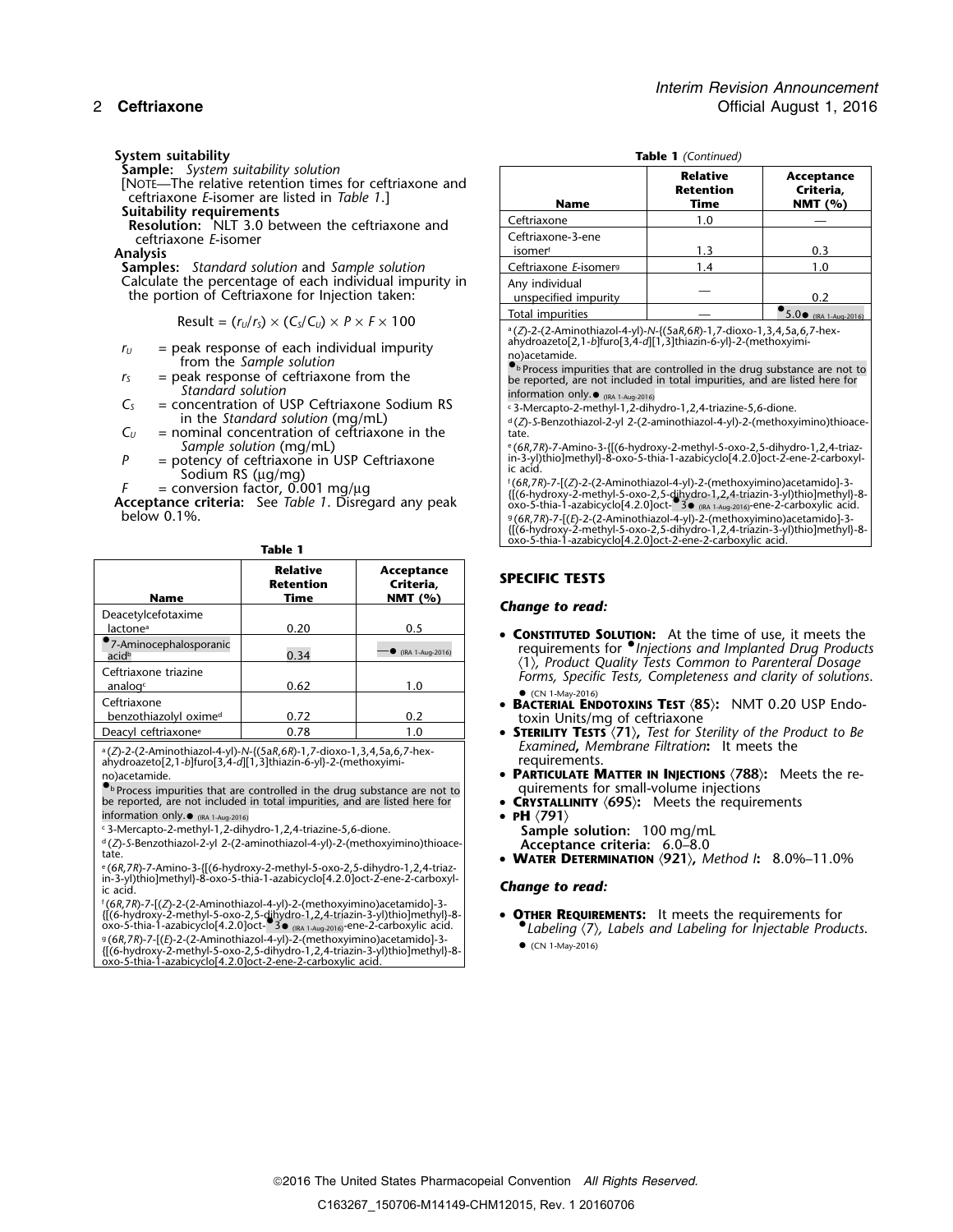System suitability

**Sample:** *System suitability solution*

[NOTE—The relative retention times for ceftriaxone and ceftriaxone *E*-isomer are listed in *Table 1*.]

**Suitability requirements**

**Resolution:** NLT 3.0 between the ceftriaxone and ceftriaxone *E*-isomer

**Analysis**

**Samples:** *Standard solution* and *Sample solution*

Calculate the percentage of each individual impurity in the portion of Ceftriaxone for Injection taken:

$$\text{Result} = (r_U/r_S) \times (C_S/C_U) \times P \times F \times 100$$

$r_U$ = peak response of each individual impurity from the *Sample solution*

$r_S$ = peak response of ceftriaxone from the *Standard solution*

$C_S$ = concentration of USP Ceftriaxone Sodium RS in the *Standard solution* (mg/mL)

$C_U$ = nominal concentration of ceftriaxone in the *Sample solution* (mg/mL)

$P$ = potency of ceftriaxone in USP Ceftriaxone Sodium RS (µg/mg)

$F$ = conversion factor, 0.001 mg/µg

**Acceptance criteria:** See *Table 1*. Disregard any peak below 0.1%.

**Table 1**

| Name | Relative Retention Time | Acceptance Criteria, NMT (%) |
|---|---|---|
| Deacetylcefotaxime lactone[a] | 0.20 | 0.5 |
| ●7-Aminocephalosporanic acid[b] | 0.34 | —● (IRA 1-Aug-2016) |
| Ceftriaxone triazine analog[c] | 0.62 | 1.0 |
| Ceftriaxone benzothiazolyl oxime[d] | 0.72 | 0.2 |
| Deacyl ceftriaxone[e] | 0.78 | 1.0 |
| Ceftriaxone | 1.0 | — |
| Ceftriaxone-3-ene isomer[f] | 1.3 | 0.3 |
| Ceftriaxone *E*-isomer[g] | 1.4 | 1.0 |
| Any individual unspecified impurity | — | 0.2 |
| Total impurities | — | ●5.0● (IRA 1-Aug-2016) |

[a] (*Z*)-2-(2-Aminothiazol-4-yl)-*N*-{(5a*R*,6*R*)-1,7-dioxo-1,3,4,5a,6,7-hexahydroazeto[2,1-*b*]furo[3,4-*d*][1,3]thiazin-6-yl}-2-(methoxyimino)acetamide.

●[b] Process impurities that are controlled in the drug substance are not to be reported, are not included in total impurities, and are listed here for information only.● (IRA 1-Aug-2016)

[c] 3-Mercapto-2-methyl-1,2-dihydro-1,2,4-triazine-5,6-dione.

[d] (*Z*)-*S*-Benzothiazol-2-yl 2-(2-aminothiazol-4-yl)-2-(methoxyimino)thioacetate.

[e] (6*R*,7*R*)-7-Amino-3-{[(6-hydroxy-2-methyl-5-oxo-2,5-dihydro-1,2,4-triazin-3-yl)thio]methyl}-8-oxo-5-thia-1-azabicyclo[4.2.0]oct-2-ene-2-carboxylic acid.

[f] (6*R*,7*R*)-7-[(*Z*)-2-(2-Aminothiazol-4-yl)-2-(methoxyimino)acetamido]-3-{[(6-hydroxy-2-methyl-5-oxo-2,5-dihydro-1,2,4-triazin-3-yl)thio]methyl}-8-oxo-5-thia-1-azabicyclo[4.2.0]oct-●3● (IRA 1-Aug-2016)-ene-2-carboxylic acid.

[g] (6*R*,7*R*)-7-[(*E*)-2-(2-Aminothiazol-4-yl)-2-(methoxyimino)acetamido]-3-{[(6-hydroxy-2-methyl-5-oxo-2,5-dihydro-1,2,4-triazin-3-yl)thio]methyl}-8-oxo-5-thia-1-azabicyclo[4.2.0]oct-2-ene-2-carboxylic acid.

## SPECIFIC TESTS

### *Change to read:*

- **CONSTITUTED SOLUTION:** At the time of use, it meets the requirements for ●*Injections and Implanted Drug Products* ⟨1⟩*, Product Quality Tests Common to Parenteral Dosage Forms, Specific Tests, Completeness and clarity of solutions*.● (CN 1-May-2016)
- **BACTERIAL ENDOTOXINS TEST ⟨85⟩:** NMT 0.20 USP Endotoxin Units/mg of ceftriaxone
- **STERILITY TESTS ⟨71⟩,** *Test for Sterility of the Product to Be Examined***,** *Membrane Filtration***:** It meets the requirements.
- **PARTICULATE MATTER IN INJECTIONS ⟨788⟩:** Meets the requirements for small-volume injections
- **CRYSTALLINITY ⟨695⟩:** Meets the requirements
- **pH ⟨791⟩**

  **Sample solution:** 100 mg/mL

  **Acceptance criteria:** 6.0–8.0
- **WATER DETERMINATION ⟨921⟩,** *Method I***:** 8.0%–11.0%

### *Change to read:*

- **OTHER REQUIREMENTS:** It meets the requirements for ●*Labeling* ⟨7⟩*, Labels and Labeling for Injectable Products*.● (CN 1-May-2016)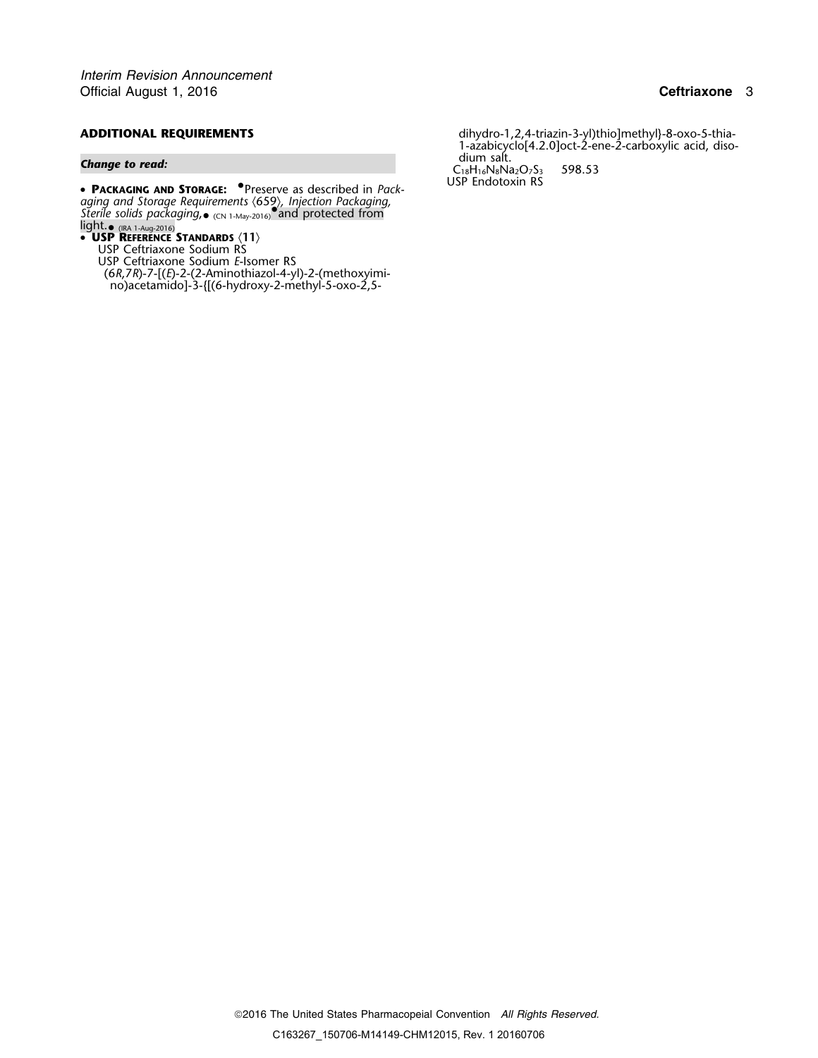## ADDITIONAL REQUIREMENTS

***Change to read:***

- **Packaging and Storage:** •Preserve as described in *Packaging and Storage Requirements* ⟨659⟩, *Injection Packaging, Sterile solids packaging,*• (CN 1-May-2016) •and protected from light.• (IRA 1-Aug-2016)
- **USP Reference Standards** ⟨11⟩
  - USP Ceftriaxone Sodium RS
  - USP Ceftriaxone Sodium *E*-Isomer RS
    - (6*R*,7*R*)-7-[(*E*)-2-(2-Aminothiazol-4-yl)-2-(methoxyimino)acetamido]-3-{[(6-hydroxy-2-methyl-5-oxo-2,5-dihydro-1,2,4-triazin-3-yl)thio]methyl}-8-oxo-5-thia-1-azabicyclo[4.2.0]oct-2-ene-2-carboxylic acid, disodium salt.
    - $C_{18}H_{16}N_8Na_2O_7S_3$ 598.53
  - USP Endotoxin RS

©2016 The United States Pharmacopeial Convention *All Rights Reserved.*

C163267_150706-M14149-CHM12015, Rev. 1 20160706